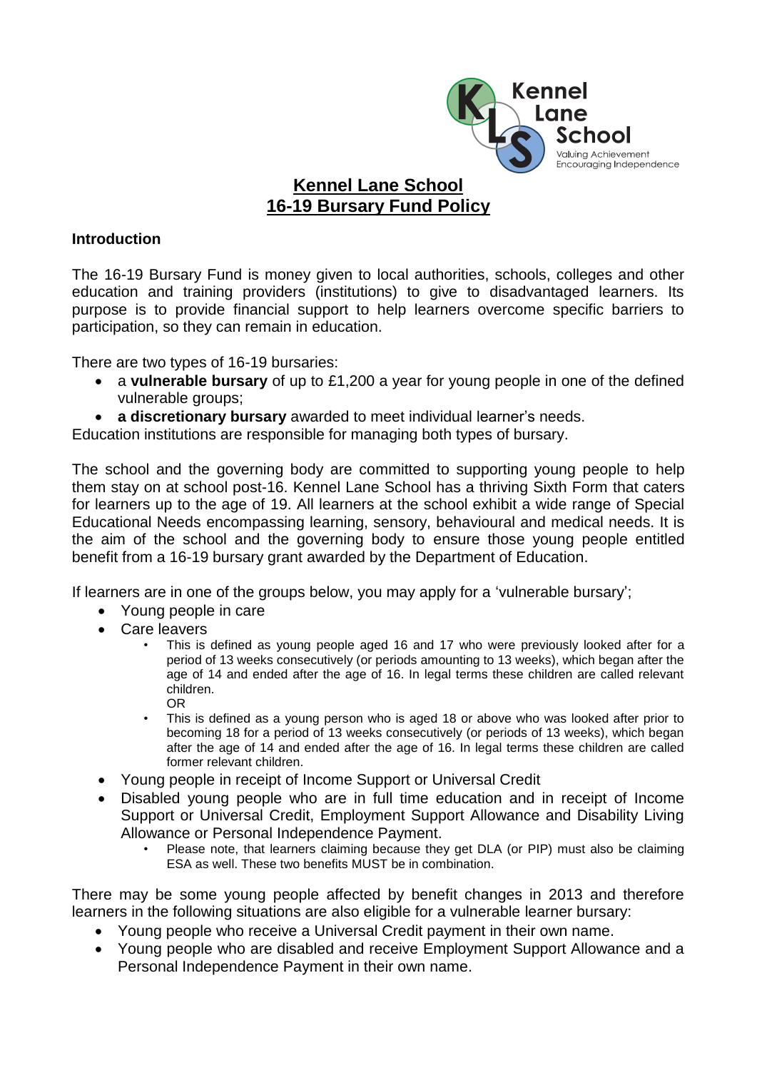# Kennel Lane School
# 16-19 Bursary Fund Policy

### Introduction

The 16-19 Bursary Fund is money given to local authorities, schools, colleges and other education and training providers (institutions) to give to disadvantaged learners. Its purpose is to provide financial support to help learners overcome specific barriers to participation, so they can remain in education.

There are two types of 16-19 bursaries:

- a **vulnerable bursary** of up to £1,200 a year for young people in one of the defined vulnerable groups;
- **a discretionary bursary** awarded to meet individual learner's needs.

Education institutions are responsible for managing both types of bursary.

The school and the governing body are committed to supporting young people to help them stay on at school post-16. Kennel Lane School has a thriving Sixth Form that caters for learners up to the age of 19. All learners at the school exhibit a wide range of Special Educational Needs encompassing learning, sensory, behavioural and medical needs. It is the aim of the school and the governing body to ensure those young people entitled benefit from a 16-19 bursary grant awarded by the Department of Education.

If learners are in one of the groups below, you may apply for a 'vulnerable bursary';

- Young people in care
- Care leavers
  - This is defined as young people aged 16 and 17 who were previously looked after for a period of 13 weeks consecutively (or periods amounting to 13 weeks), which began after the age of 14 and ended after the age of 16. In legal terms these children are called relevant children.
    OR
  - This is defined as a young person who is aged 18 or above who was looked after prior to becoming 18 for a period of 13 weeks consecutively (or periods of 13 weeks), which began after the age of 14 and ended after the age of 16. In legal terms these children are called former relevant children.
- Young people in receipt of Income Support or Universal Credit
- Disabled young people who are in full time education and in receipt of Income Support or Universal Credit, Employment Support Allowance and Disability Living Allowance or Personal Independence Payment.
  - Please note, that learners claiming because they get DLA (or PIP) must also be claiming ESA as well. These two benefits MUST be in combination.

There may be some young people affected by benefit changes in 2013 and therefore learners in the following situations are also eligible for a vulnerable learner bursary:

- Young people who receive a Universal Credit payment in their own name.
- Young people who are disabled and receive Employment Support Allowance and a Personal Independence Payment in their own name.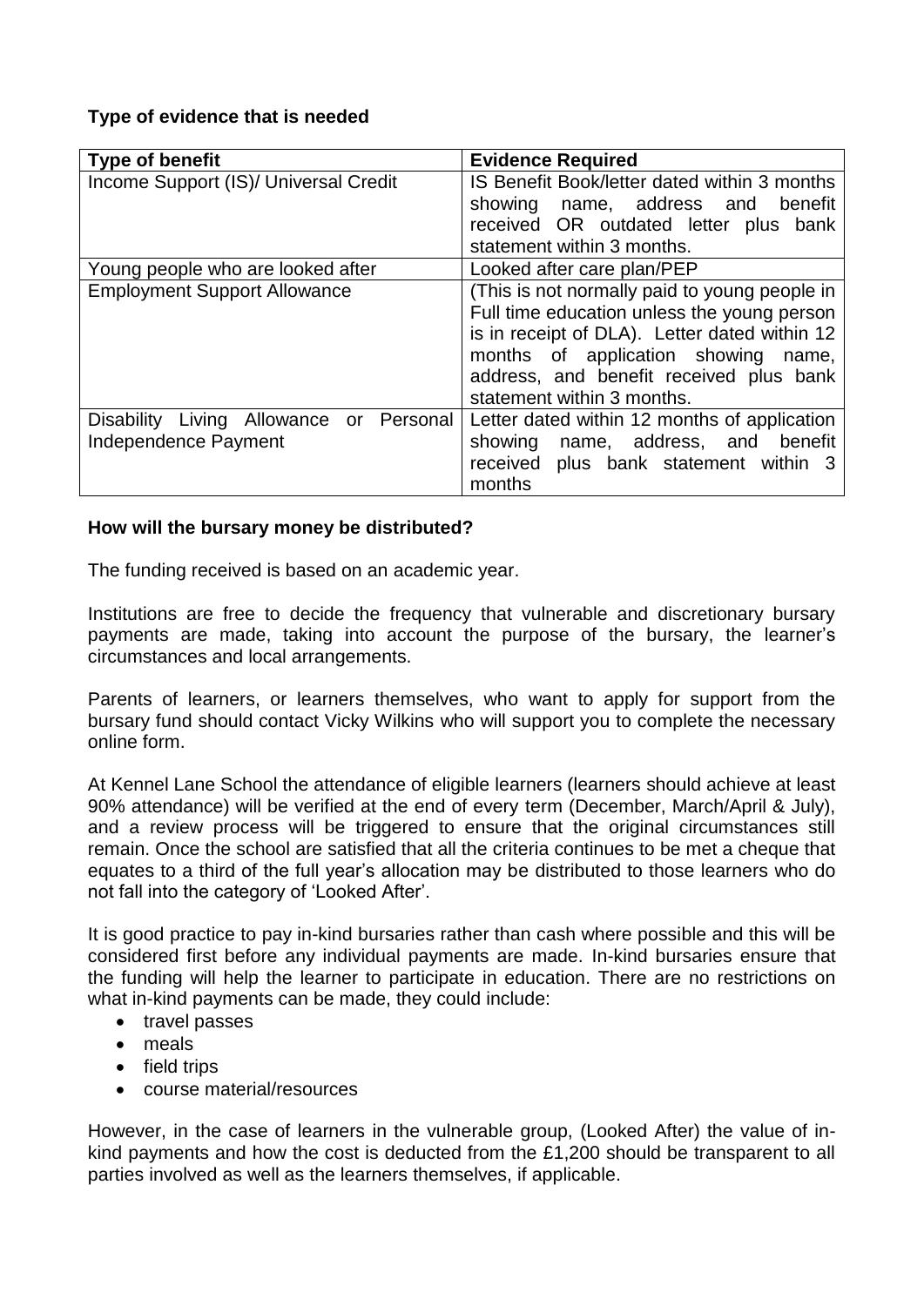**Type of evidence that is needed**

| Type of benefit | Evidence Required |
| --- | --- |
| Income Support (IS)/ Universal Credit | IS Benefit Book/letter dated within 3 months showing name, address and benefit received OR outdated letter plus bank statement within 3 months. |
| Young people who are looked after | Looked after care plan/PEP |
| Employment Support Allowance | (This is not normally paid to young people in Full time education unless the young person is in receipt of DLA). Letter dated within 12 months of application showing name, address, and benefit received plus bank statement within 3 months. |
| Disability Living Allowance or Personal Independence Payment | Letter dated within 12 months of application showing name, address, and benefit received plus bank statement within 3 months |

**How will the bursary money be distributed?**

The funding received is based on an academic year.

Institutions are free to decide the frequency that vulnerable and discretionary bursary payments are made, taking into account the purpose of the bursary, the learner's circumstances and local arrangements.

Parents of learners, or learners themselves, who want to apply for support from the bursary fund should contact Vicky Wilkins who will support you to complete the necessary online form.

At Kennel Lane School the attendance of eligible learners (learners should achieve at least 90% attendance) will be verified at the end of every term (December, March/April & July), and a review process will be triggered to ensure that the original circumstances still remain. Once the school are satisfied that all the criteria continues to be met a cheque that equates to a third of the full year's allocation may be distributed to those learners who do not fall into the category of 'Looked After'.

It is good practice to pay in-kind bursaries rather than cash where possible and this will be considered first before any individual payments are made. In-kind bursaries ensure that the funding will help the learner to participate in education. There are no restrictions on what in-kind payments can be made, they could include:

- travel passes
- meals
- field trips
- course material/resources

However, in the case of learners in the vulnerable group, (Looked After) the value of in-kind payments and how the cost is deducted from the £1,200 should be transparent to all parties involved as well as the learners themselves, if applicable.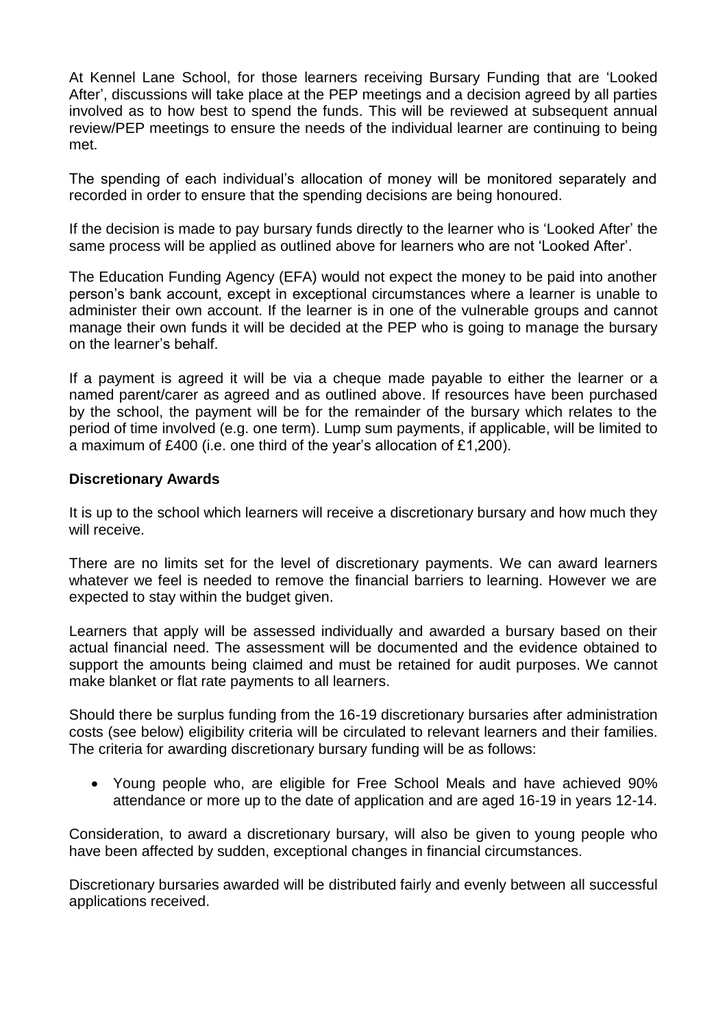At Kennel Lane School, for those learners receiving Bursary Funding that are 'Looked After', discussions will take place at the PEP meetings and a decision agreed by all parties involved as to how best to spend the funds. This will be reviewed at subsequent annual review/PEP meetings to ensure the needs of the individual learner are continuing to being met.

The spending of each individual's allocation of money will be monitored separately and recorded in order to ensure that the spending decisions are being honoured.

If the decision is made to pay bursary funds directly to the learner who is 'Looked After' the same process will be applied as outlined above for learners who are not 'Looked After'.

The Education Funding Agency (EFA) would not expect the money to be paid into another person's bank account, except in exceptional circumstances where a learner is unable to administer their own account. If the learner is in one of the vulnerable groups and cannot manage their own funds it will be decided at the PEP who is going to manage the bursary on the learner's behalf.

If a payment is agreed it will be via a cheque made payable to either the learner or a named parent/carer as agreed and as outlined above. If resources have been purchased by the school, the payment will be for the remainder of the bursary which relates to the period of time involved (e.g. one term). Lump sum payments, if applicable, will be limited to a maximum of £400 (i.e. one third of the year's allocation of £1,200).

**Discretionary Awards**

It is up to the school which learners will receive a discretionary bursary and how much they will receive.

There are no limits set for the level of discretionary payments. We can award learners whatever we feel is needed to remove the financial barriers to learning. However we are expected to stay within the budget given.

Learners that apply will be assessed individually and awarded a bursary based on their actual financial need. The assessment will be documented and the evidence obtained to support the amounts being claimed and must be retained for audit purposes. We cannot make blanket or flat rate payments to all learners.

Should there be surplus funding from the 16-19 discretionary bursaries after administration costs (see below) eligibility criteria will be circulated to relevant learners and their families. The criteria for awarding discretionary bursary funding will be as follows:

- Young people who, are eligible for Free School Meals and have achieved 90% attendance or more up to the date of application and are aged 16-19 in years 12-14.

Consideration, to award a discretionary bursary, will also be given to young people who have been affected by sudden, exceptional changes in financial circumstances.

Discretionary bursaries awarded will be distributed fairly and evenly between all successful applications received.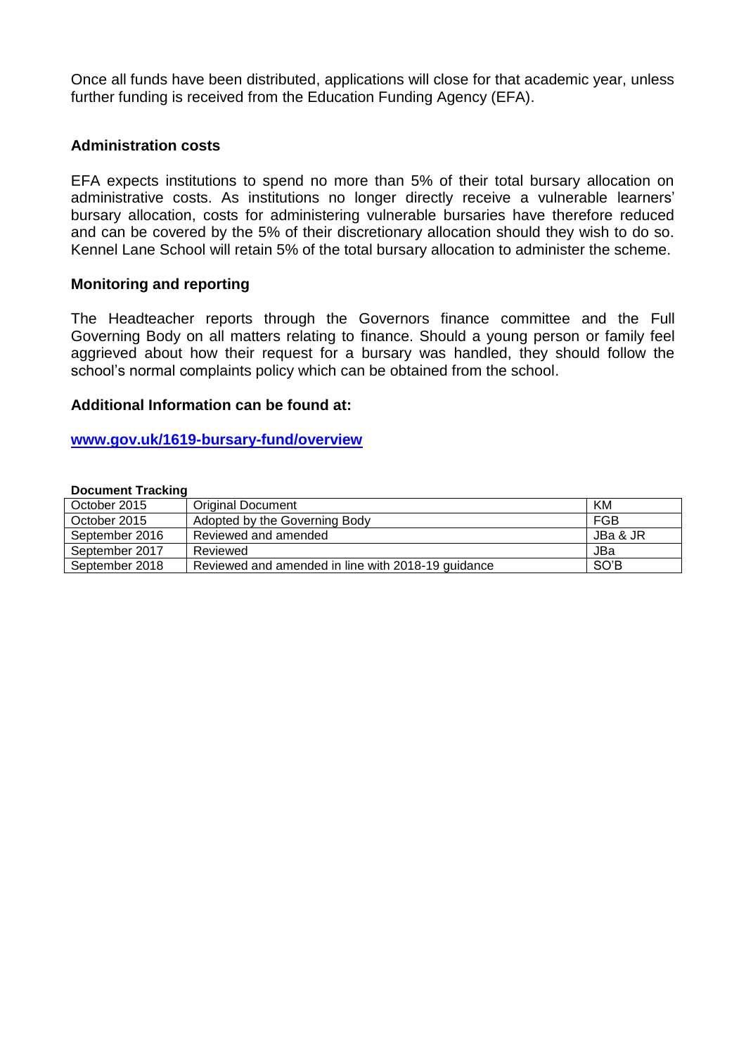Once all funds have been distributed, applications will close for that academic year, unless further funding is received from the Education Funding Agency (EFA).

**Administration costs**

EFA expects institutions to spend no more than 5% of their total bursary allocation on administrative costs. As institutions no longer directly receive a vulnerable learners' bursary allocation, costs for administering vulnerable bursaries have therefore reduced and can be covered by the 5% of their discretionary allocation should they wish to do so. Kennel Lane School will retain 5% of the total bursary allocation to administer the scheme.

**Monitoring and reporting**

The Headteacher reports through the Governors finance committee and the Full Governing Body on all matters relating to finance. Should a young person or family feel aggrieved about how their request for a bursary was handled, they should follow the school's normal complaints policy which can be obtained from the school.

**Additional Information can be found at:**

**[www.gov.uk/1619-bursary-fund/overview](www.gov.uk/1619-bursary-fund/overview)**

**Document Tracking**

| | | |
|---|---|---|
| October 2015 | Original Document | KM |
| October 2015 | Adopted by the Governing Body | FGB |
| September 2016 | Reviewed and amended | JBa & JR |
| September 2017 | Reviewed | JBa |
| September 2018 | Reviewed and amended in line with 2018-19 guidance | SO'B |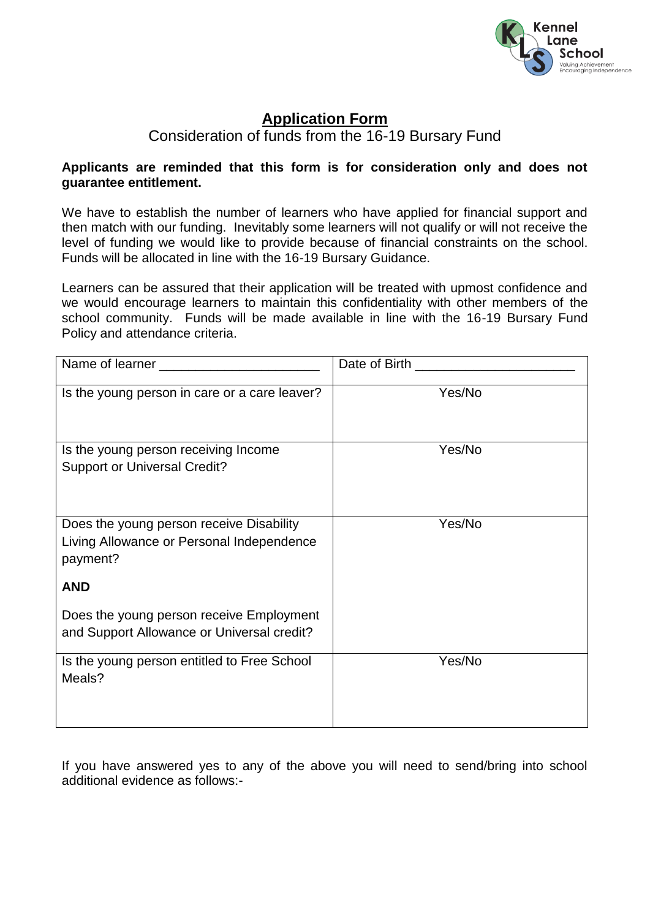# Application Form

Consideration of funds from the 16-19 Bursary Fund

**Applicants are reminded that this form is for consideration only and does not guarantee entitlement.**

We have to establish the number of learners who have applied for financial support and then match with our funding. Inevitably some learners will not qualify or will not receive the level of funding we would like to provide because of financial constraints on the school. Funds will be allocated in line with the 16-19 Bursary Guidance.

Learners can be assured that their application will be treated with upmost confidence and we would encourage learners to maintain this confidentiality with other members of the school community. Funds will be made available in line with the 16-19 Bursary Fund Policy and attendance criteria.

| Name of learner ______________________ | Date of Birth ______________________ |
|---|---|
| Is the young person in care or a care leaver? | Yes/No |
| Is the young person receiving Income Support or Universal Credit? | Yes/No |
| Does the young person receive Disability Living Allowance or Personal Independence payment? **AND** Does the young person receive Employment and Support Allowance or Universal credit? | Yes/No |
| Is the young person entitled to Free School Meals? | Yes/No |

If you have answered yes to any of the above you will need to send/bring into school additional evidence as follows:-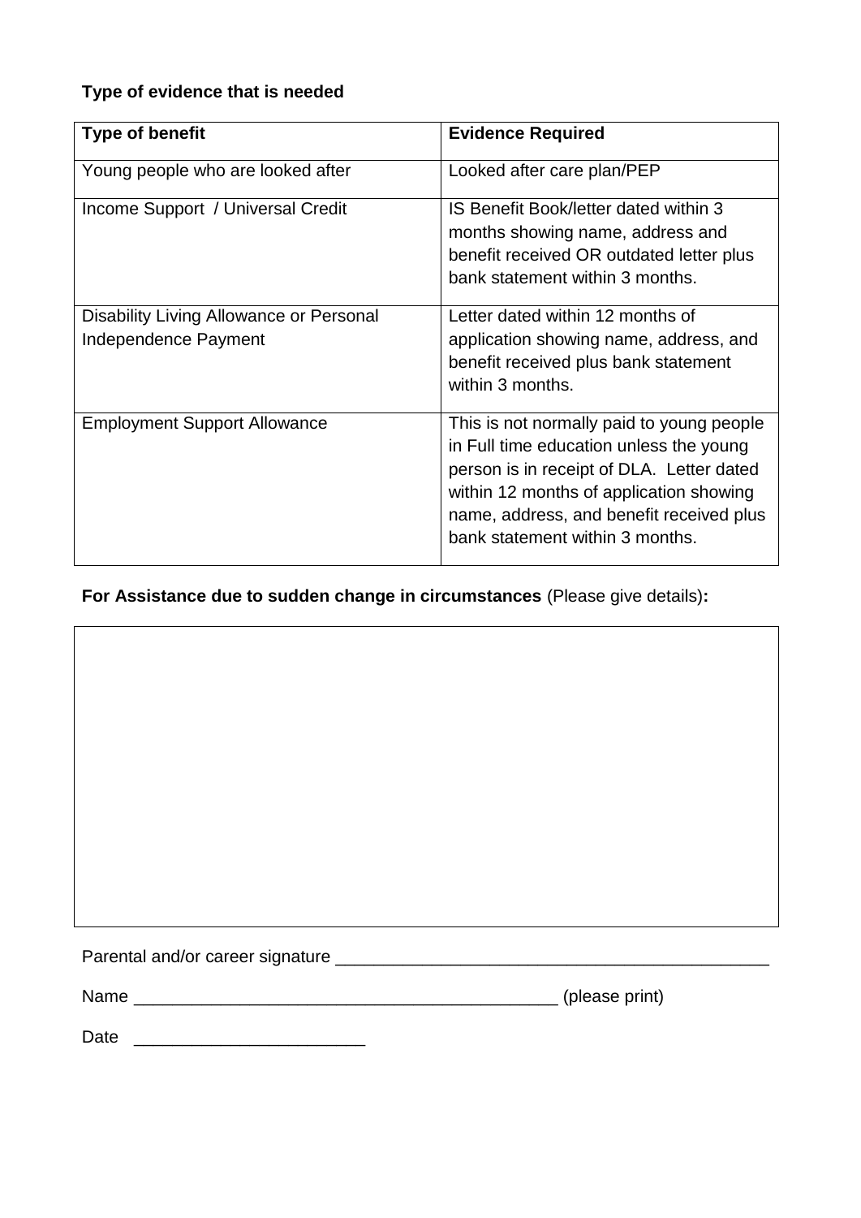**Type of evidence that is needed**

| Type of benefit | Evidence Required |
| --- | --- |
| Young people who are looked after | Looked after care plan/PEP |
| Income Support / Universal Credit | IS Benefit Book/letter dated within 3 months showing name, address and benefit received OR outdated letter plus bank statement within 3 months. |
| Disability Living Allowance or Personal Independence Payment | Letter dated within 12 months of application showing name, address, and benefit received plus bank statement within 3 months. |
| Employment Support Allowance | This is not normally paid to young people in Full time education unless the young person is in receipt of DLA. Letter dated within 12 months of application showing name, address, and benefit received plus bank statement within 3 months. |

**For Assistance due to sudden change in circumstances** (Please give details)**:**

Parental and/or career signature ______________________________________________

Name ____________________________________________ (please print)

Date ________________________